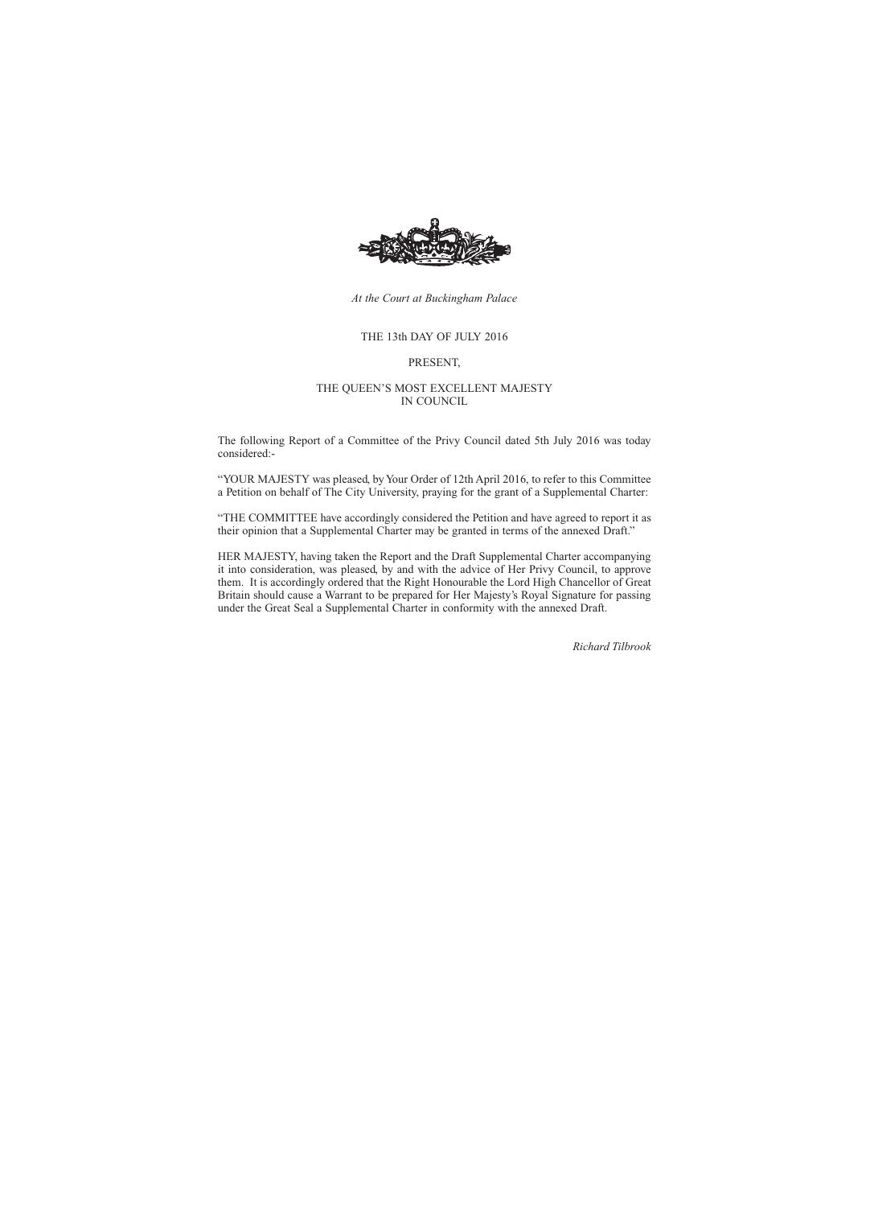*At the Court at Buckingham Palace*

THE 13th DAY OF JULY 2016

PRESENT,

THE QUEEN'S MOST EXCELLENT MAJESTY
IN COUNCIL

The following Report of a Committee of the Privy Council dated 5th July 2016 was today considered:-

"YOUR MAJESTY was pleased, by Your Order of 12th April 2016, to refer to this Committee a Petition on behalf of The City University, praying for the grant of a Supplemental Charter:

"THE COMMITTEE have accordingly considered the Petition and have agreed to report it as their opinion that a Supplemental Charter may be granted in terms of the annexed Draft."

HER MAJESTY, having taken the Report and the Draft Supplemental Charter accompanying it into consideration, was pleased, by and with the advice of Her Privy Council, to approve them. It is accordingly ordered that the Right Honourable the Lord High Chancellor of Great Britain should cause a Warrant to be prepared for Her Majesty's Royal Signature for passing under the Great Seal a Supplemental Charter in conformity with the annexed Draft.

*Richard Tilbrook*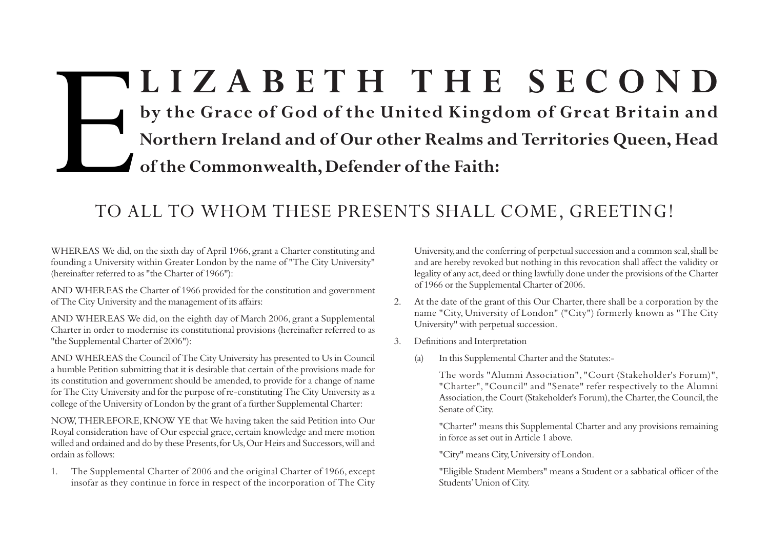# ELIZABETH THE SECOND

**by the Grace of God of the United Kingdom of Great Britain and Northern Ireland and of Our other Realms and Territories Queen, Head of the Commonwealth, Defender of the Faith:**

## TO ALL TO WHOM THESE PRESENTS SHALL COME, GREETING!

WHEREAS We did, on the sixth day of April 1966, grant a Charter constituting and founding a University within Greater London by the name of "The City University" (hereinafter referred to as "the Charter of 1966"):

AND WHEREAS the Charter of 1966 provided for the constitution and government of The City University and the management of its affairs:

AND WHEREAS We did, on the eighth day of March 2006, grant a Supplemental Charter in order to modernise its constitutional provisions (hereinafter referred to as "the Supplemental Charter of 2006"):

AND WHEREAS the Council of The City University has presented to Us in Council a humble Petition submitting that it is desirable that certain of the provisions made for its constitution and government should be amended, to provide for a change of name for The City University and for the purpose of re-constituting The City University as a college of the University of London by the grant of a further Supplemental Charter:

NOW, THEREFORE, KNOW YE that We having taken the said Petition into Our Royal consideration have of Our especial grace, certain knowledge and mere motion willed and ordained and do by these Presents, for Us, Our Heirs and Successors, will and ordain as follows:

1. The Supplemental Charter of 2006 and the original Charter of 1966, except insofar as they continue in force in respect of the incorporation of The City University, and the conferring of perpetual succession and a common seal, shall be and are hereby revoked but nothing in this revocation shall affect the validity or legality of any act, deed or thing lawfully done under the provisions of the Charter of 1966 or the Supplemental Charter of 2006.

2. At the date of the grant of this Our Charter, there shall be a corporation by the name "City, University of London" ("City") formerly known as "The City University" with perpetual succession.

3. Definitions and Interpretation

   (a) In this Supplemental Charter and the Statutes:-

   The words "Alumni Association", "Court (Stakeholder's Forum)", "Charter", "Council" and "Senate" refer respectively to the Alumni Association, the Court (Stakeholder's Forum), the Charter, the Council, the Senate of City.

   "Charter" means this Supplemental Charter and any provisions remaining in force as set out in Article 1 above.

   "City" means City, University of London.

   "Eligible Student Members" means a Student or a sabbatical officer of the Students' Union of City.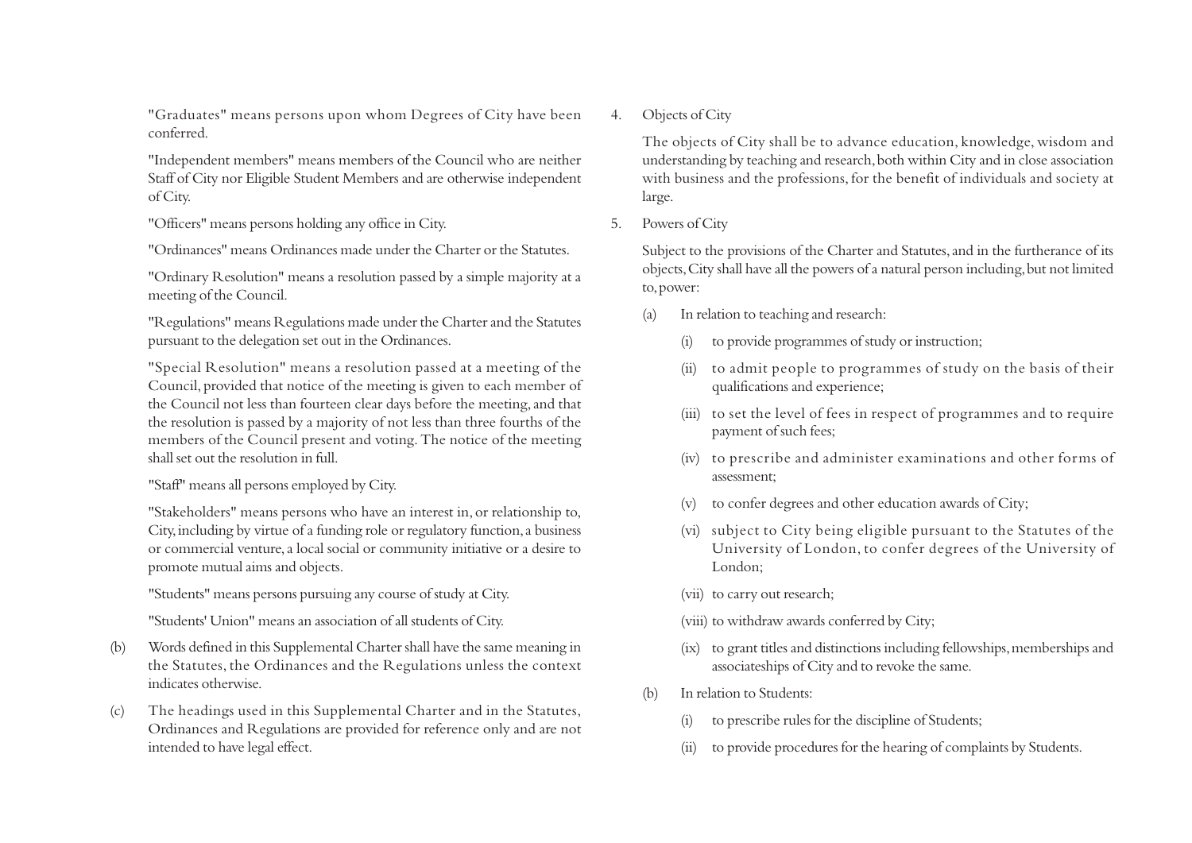"Graduates" means persons upon whom Degrees of City have been conferred.

"Independent members" means members of the Council who are neither Staff of City nor Eligible Student Members and are otherwise independent of City.

"Officers" means persons holding any office in City.

"Ordinances" means Ordinances made under the Charter or the Statutes.

"Ordinary Resolution" means a resolution passed by a simple majority at a meeting of the Council.

"Regulations" means Regulations made under the Charter and the Statutes pursuant to the delegation set out in the Ordinances.

"Special Resolution" means a resolution passed at a meeting of the Council, provided that notice of the meeting is given to each member of the Council not less than fourteen clear days before the meeting, and that the resolution is passed by a majority of not less than three fourths of the members of the Council present and voting. The notice of the meeting shall set out the resolution in full.

"Staff" means all persons employed by City.

"Stakeholders" means persons who have an interest in, or relationship to, City, including by virtue of a funding role or regulatory function, a business or commercial venture, a local social or community initiative or a desire to promote mutual aims and objects.

"Students" means persons pursuing any course of study at City.

"Students' Union" means an association of all students of City.

(b) Words defined in this Supplemental Charter shall have the same meaning in the Statutes, the Ordinances and the Regulations unless the context indicates otherwise.

(c) The headings used in this Supplemental Charter and in the Statutes, Ordinances and Regulations are provided for reference only and are not intended to have legal effect.

4. Objects of City

The objects of City shall be to advance education, knowledge, wisdom and understanding by teaching and research, both within City and in close association with business and the professions, for the benefit of individuals and society at large.

5. Powers of City

Subject to the provisions of the Charter and Statutes, and in the furtherance of its objects, City shall have all the powers of a natural person including, but not limited to, power:

(a) In relation to teaching and research:

(i) to provide programmes of study or instruction;

(ii) to admit people to programmes of study on the basis of their qualifications and experience;

(iii) to set the level of fees in respect of programmes and to require payment of such fees;

(iv) to prescribe and administer examinations and other forms of assessment;

(v) to confer degrees and other education awards of City;

(vi) subject to City being eligible pursuant to the Statutes of the University of London, to confer degrees of the University of London;

(vii) to carry out research;

(viii) to withdraw awards conferred by City;

(ix) to grant titles and distinctions including fellowships, memberships and associateships of City and to revoke the same.

(b) In relation to Students:

(i) to prescribe rules for the discipline of Students;

(ii) to provide procedures for the hearing of complaints by Students.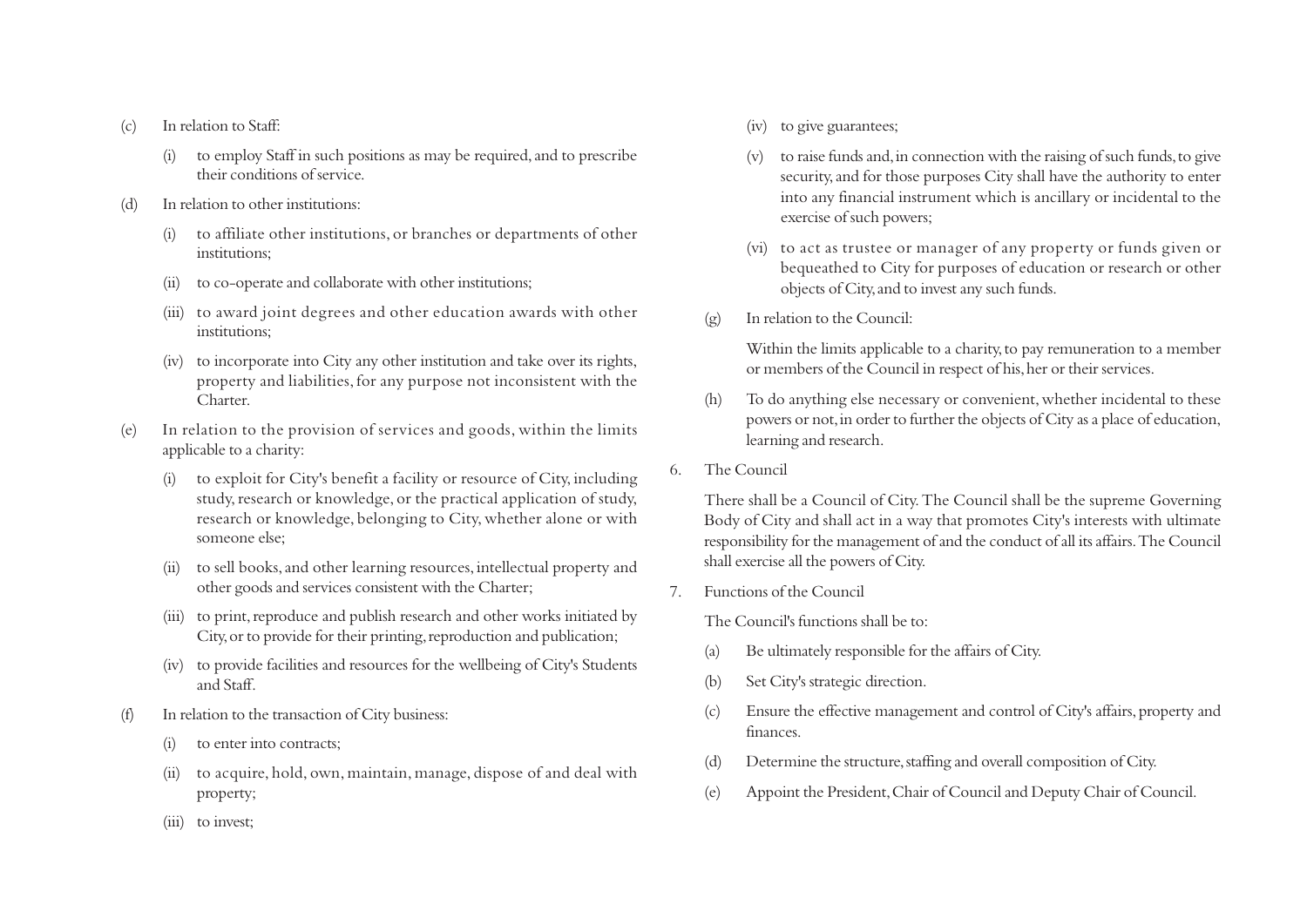(c) In relation to Staff:

   (i) to employ Staff in such positions as may be required, and to prescribe their conditions of service.

(d) In relation to other institutions:

   (i) to affiliate other institutions, or branches or departments of other institutions;

   (ii) to co-operate and collaborate with other institutions;

   (iii) to award joint degrees and other education awards with other institutions;

   (iv) to incorporate into City any other institution and take over its rights, property and liabilities, for any purpose not inconsistent with the Charter.

(e) In relation to the provision of services and goods, within the limits applicable to a charity:

   (i) to exploit for City's benefit a facility or resource of City, including study, research or knowledge, or the practical application of study, research or knowledge, belonging to City, whether alone or with someone else;

   (ii) to sell books, and other learning resources, intellectual property and other goods and services consistent with the Charter;

   (iii) to print, reproduce and publish research and other works initiated by City, or to provide for their printing, reproduction and publication;

   (iv) to provide facilities and resources for the wellbeing of City's Students and Staff.

(f) In relation to the transaction of City business:

   (i) to enter into contracts;

   (ii) to acquire, hold, own, maintain, manage, dispose of and deal with property;

   (iii) to invest;

   (iv) to give guarantees;

   (v) to raise funds and, in connection with the raising of such funds, to give security, and for those purposes City shall have the authority to enter into any financial instrument which is ancillary or incidental to the exercise of such powers;

   (vi) to act as trustee or manager of any property or funds given or bequeathed to City for purposes of education or research or other objects of City, and to invest any such funds.

(g) In relation to the Council:

   Within the limits applicable to a charity, to pay remuneration to a member or members of the Council in respect of his, her or their services.

(h) To do anything else necessary or convenient, whether incidental to these powers or not, in order to further the objects of City as a place of education, learning and research.

6. The Council

   There shall be a Council of City. The Council shall be the supreme Governing Body of City and shall act in a way that promotes City's interests with ultimate responsibility for the management of and the conduct of all its affairs. The Council shall exercise all the powers of City.

7. Functions of the Council

   The Council's functions shall be to:

   (a) Be ultimately responsible for the affairs of City.

   (b) Set City's strategic direction.

   (c) Ensure the effective management and control of City's affairs, property and finances.

   (d) Determine the structure, staffing and overall composition of City.

   (e) Appoint the President, Chair of Council and Deputy Chair of Council.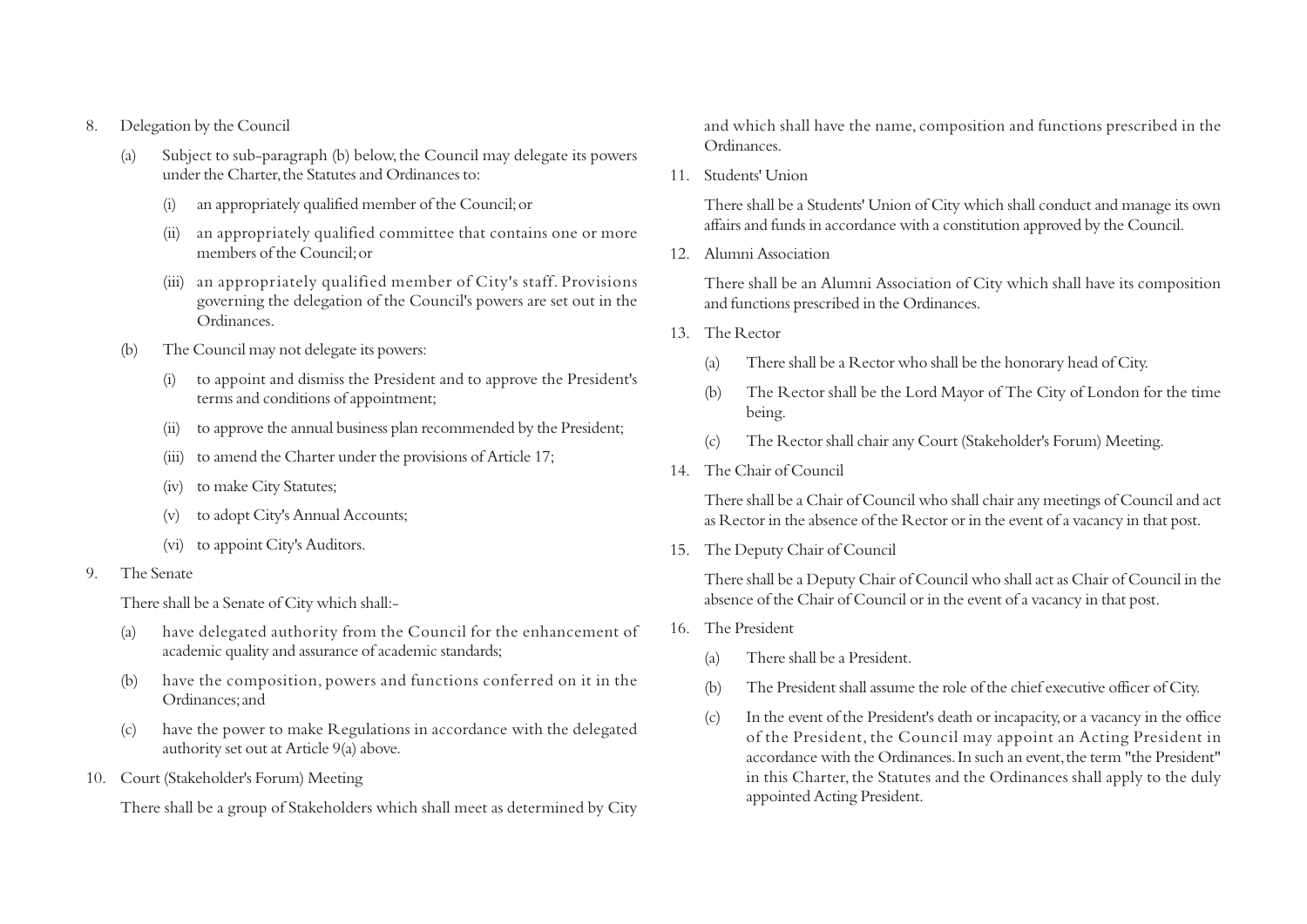8. Delegation by the Council

   (a) Subject to sub-paragraph (b) below, the Council may delegate its powers under the Charter, the Statutes and Ordinances to:

      (i) an appropriately qualified member of the Council; or

      (ii) an appropriately qualified committee that contains one or more members of the Council; or

      (iii) an appropriately qualified member of City's staff. Provisions governing the delegation of the Council's powers are set out in the Ordinances.

   (b) The Council may not delegate its powers:

      (i) to appoint and dismiss the President and to approve the President's terms and conditions of appointment;

      (ii) to approve the annual business plan recommended by the President;

      (iii) to amend the Charter under the provisions of Article 17;

      (iv) to make City Statutes;

      (v) to adopt City's Annual Accounts;

      (vi) to appoint City's Auditors.

9. The Senate

   There shall be a Senate of City which shall:-

   (a) have delegated authority from the Council for the enhancement of academic quality and assurance of academic standards;

   (b) have the composition, powers and functions conferred on it in the Ordinances; and

   (c) have the power to make Regulations in accordance with the delegated authority set out at Article 9(a) above.

10. Court (Stakeholder's Forum) Meeting

    There shall be a group of Stakeholders which shall meet as determined by City and which shall have the name, composition and functions prescribed in the Ordinances.

11. Students' Union

    There shall be a Students' Union of City which shall conduct and manage its own affairs and funds in accordance with a constitution approved by the Council.

12. Alumni Association

    There shall be an Alumni Association of City which shall have its composition and functions prescribed in the Ordinances.

13. The Rector

    (a) There shall be a Rector who shall be the honorary head of City.

    (b) The Rector shall be the Lord Mayor of The City of London for the time being.

    (c) The Rector shall chair any Court (Stakeholder's Forum) Meeting.

14. The Chair of Council

    There shall be a Chair of Council who shall chair any meetings of Council and act as Rector in the absence of the Rector or in the event of a vacancy in that post.

15. The Deputy Chair of Council

    There shall be a Deputy Chair of Council who shall act as Chair of Council in the absence of the Chair of Council or in the event of a vacancy in that post.

16. The President

    (a) There shall be a President.

    (b) The President shall assume the role of the chief executive officer of City.

    (c) In the event of the President's death or incapacity, or a vacancy in the office of the President, the Council may appoint an Acting President in accordance with the Ordinances. In such an event, the term "the President" in this Charter, the Statutes and the Ordinances shall apply to the duly appointed Acting President.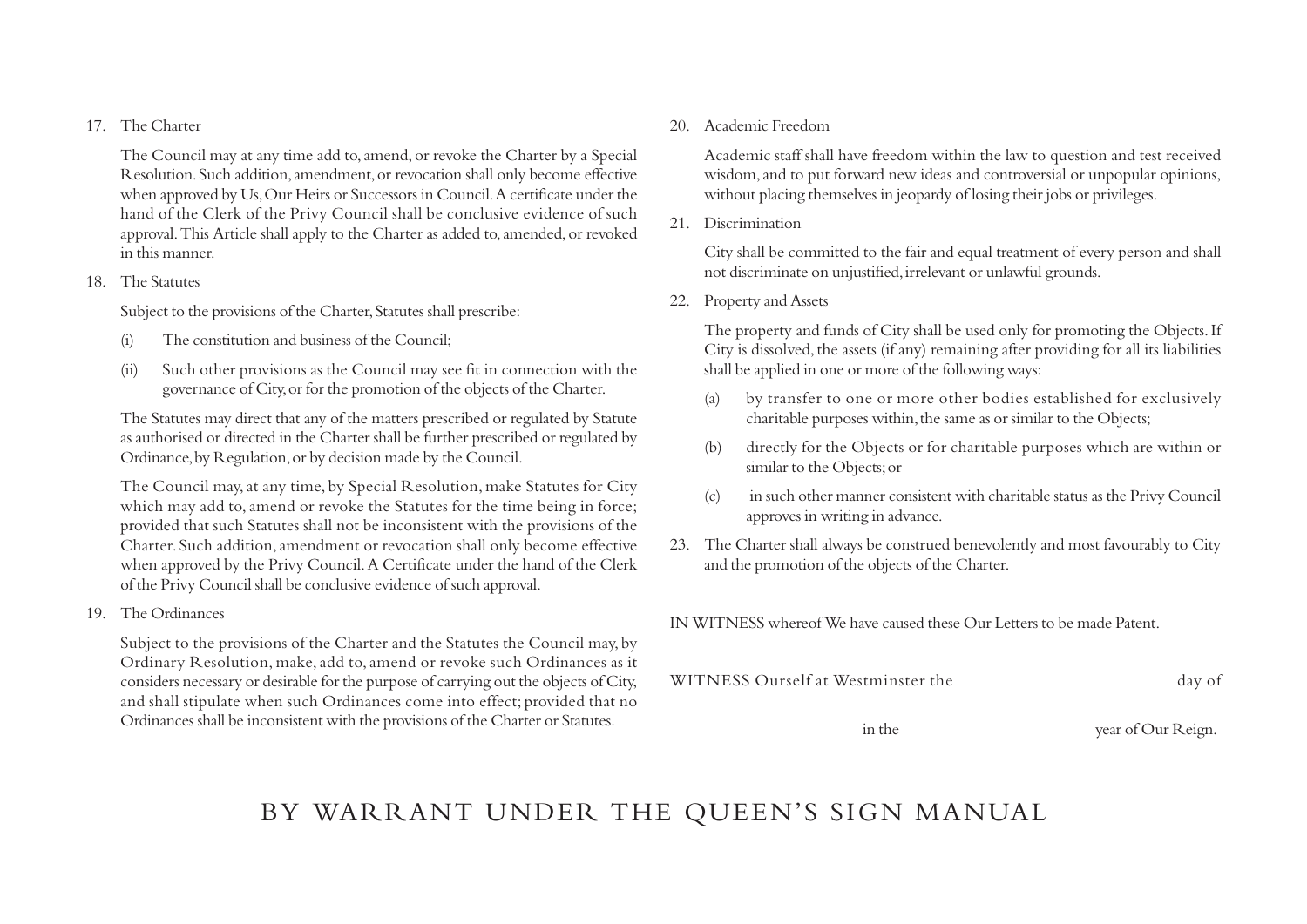17. The Charter

The Council may at any time add to, amend, or revoke the Charter by a Special Resolution. Such addition, amendment, or revocation shall only become effective when approved by Us, Our Heirs or Successors in Council. A certificate under the hand of the Clerk of the Privy Council shall be conclusive evidence of such approval. This Article shall apply to the Charter as added to, amended, or revoked in this manner.

18. The Statutes

Subject to the provisions of the Charter, Statutes shall prescribe:

(i) The constitution and business of the Council;

(ii) Such other provisions as the Council may see fit in connection with the governance of City, or for the promotion of the objects of the Charter.

The Statutes may direct that any of the matters prescribed or regulated by Statute as authorised or directed in the Charter shall be further prescribed or regulated by Ordinance, by Regulation, or by decision made by the Council.

The Council may, at any time, by Special Resolution, make Statutes for City which may add to, amend or revoke the Statutes for the time being in force; provided that such Statutes shall not be inconsistent with the provisions of the Charter. Such addition, amendment or revocation shall only become effective when approved by the Privy Council. A Certificate under the hand of the Clerk of the Privy Council shall be conclusive evidence of such approval.

19. The Ordinances

Subject to the provisions of the Charter and the Statutes the Council may, by Ordinary Resolution, make, add to, amend or revoke such Ordinances as it considers necessary or desirable for the purpose of carrying out the objects of City, and shall stipulate when such Ordinances come into effect; provided that no Ordinances shall be inconsistent with the provisions of the Charter or Statutes.

20. Academic Freedom

Academic staff shall have freedom within the law to question and test received wisdom, and to put forward new ideas and controversial or unpopular opinions, without placing themselves in jeopardy of losing their jobs or privileges.

21. Discrimination

City shall be committed to the fair and equal treatment of every person and shall not discriminate on unjustified, irrelevant or unlawful grounds.

22. Property and Assets

The property and funds of City shall be used only for promoting the Objects. If City is dissolved, the assets (if any) remaining after providing for all its liabilities shall be applied in one or more of the following ways:

(a) by transfer to one or more other bodies established for exclusively charitable purposes within, the same as or similar to the Objects;

(b) directly for the Objects or for charitable purposes which are within or similar to the Objects; or

(c) in such other manner consistent with charitable status as the Privy Council approves in writing in advance.

23. The Charter shall always be construed benevolently and most favourably to City and the promotion of the objects of the Charter.

IN WITNESS whereof We have caused these Our Letters to be made Patent.

WITNESS Ourself at Westminster the day of

in the year of Our Reign.

BY WARRANT UNDER THE QUEEN'S SIGN MANUAL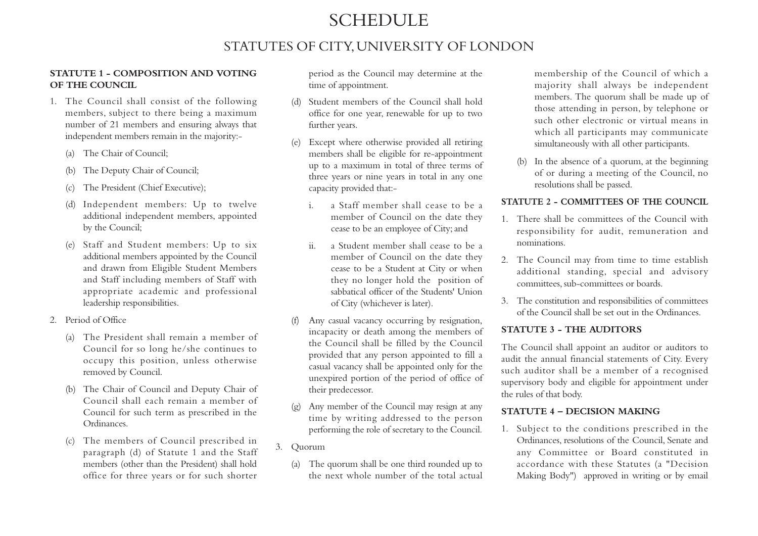# SCHEDULE

## STATUTES OF CITY, UNIVERSITY OF LONDON

### STATUTE 1 - COMPOSITION AND VOTING OF THE COUNCIL

1. The Council shall consist of the following members, subject to there being a maximum number of 21 members and ensuring always that independent members remain in the majority:-

   (a) The Chair of Council;

   (b) The Deputy Chair of Council;

   (c) The President (Chief Executive);

   (d) Independent members: Up to twelve additional independent members, appointed by the Council;

   (e) Staff and Student members: Up to six additional members appointed by the Council and drawn from Eligible Student Members and Staff including members of Staff with appropriate academic and professional leadership responsibilities.

2. Period of Office

   (a) The President shall remain a member of Council for so long he/she continues to occupy this position, unless otherwise removed by Council.

   (b) The Chair of Council and Deputy Chair of Council shall each remain a member of Council for such term as prescribed in the Ordinances.

   (c) The members of Council prescribed in paragraph (d) of Statute 1 and the Staff members (other than the President) shall hold office for three years or for such shorter period as the Council may determine at the time of appointment.

   (d) Student members of the Council shall hold office for one year, renewable for up to two further years.

   (e) Except where otherwise provided all retiring members shall be eligible for re-appointment up to a maximum in total of three terms of three years or nine years in total in any one capacity provided that:-

      i. a Staff member shall cease to be a member of Council on the date they cease to be an employee of City; and

      ii. a Student member shall cease to be a member of Council on the date they cease to be a Student at City or when they no longer hold the position of sabbatical officer of the Students' Union of City (whichever is later).

   (f) Any casual vacancy occurring by resignation, incapacity or death among the members of the Council shall be filled by the Council provided that any person appointed to fill a casual vacancy shall be appointed only for the unexpired portion of the period of office of their predecessor.

   (g) Any member of the Council may resign at any time by writing addressed to the person performing the role of secretary to the Council.

3. Quorum

   (a) The quorum shall be one third rounded up to the next whole number of the total actual membership of the Council of which a majority shall always be independent members. The quorum shall be made up of those attending in person, by telephone or such other electronic or virtual means in which all participants may communicate simultaneously with all other participants.

   (b) In the absence of a quorum, at the beginning of or during a meeting of the Council, no resolutions shall be passed.

### STATUTE 2 - COMMITTEES OF THE COUNCIL

1. There shall be committees of the Council with responsibility for audit, remuneration and nominations.

2. The Council may from time to time establish additional standing, special and advisory committees, sub-committees or boards.

3. The constitution and responsibilities of committees of the Council shall be set out in the Ordinances.

### STATUTE 3 - THE AUDITORS

The Council shall appoint an auditor or auditors to audit the annual financial statements of City. Every such auditor shall be a member of a recognised supervisory body and eligible for appointment under the rules of that body.

### STATUTE 4 – DECISION MAKING

1. Subject to the conditions prescribed in the Ordinances, resolutions of the Council, Senate and any Committee or Board constituted in accordance with these Statutes (a "Decision Making Body") approved in writing or by email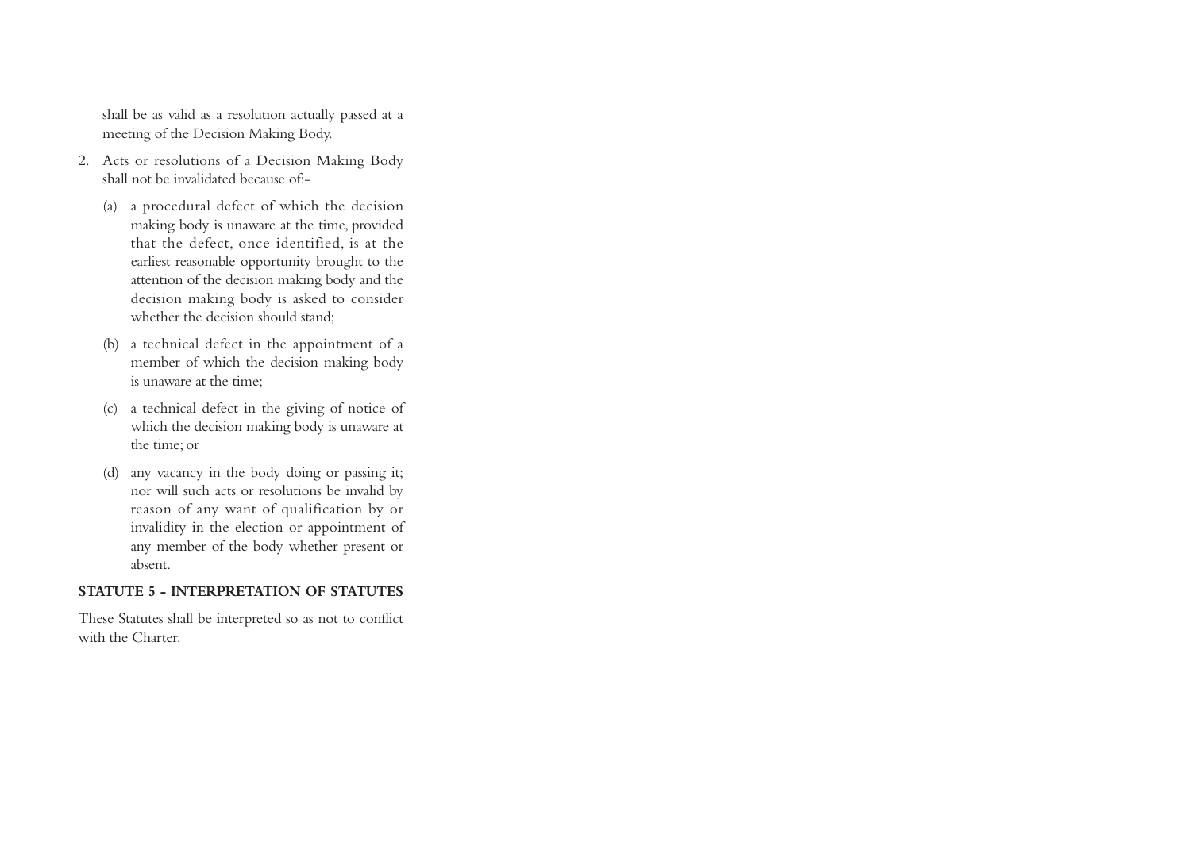shall be as valid as a resolution actually passed at a meeting of the Decision Making Body.

2. Acts or resolutions of a Decision Making Body shall not be invalidated because of:-

   (a) a procedural defect of which the decision making body is unaware at the time, provided that the defect, once identified, is at the earliest reasonable opportunity brought to the attention of the decision making body and the decision making body is asked to consider whether the decision should stand;

   (b) a technical defect in the appointment of a member of which the decision making body is unaware at the time;

   (c) a technical defect in the giving of notice of which the decision making body is unaware at the time; or

   (d) any vacancy in the body doing or passing it; nor will such acts or resolutions be invalid by reason of any want of qualification by or invalidity in the election or appointment of any member of the body whether present or absent.

**STATUTE 5 - INTERPRETATION OF STATUTES**

These Statutes shall be interpreted so as not to conflict with the Charter.